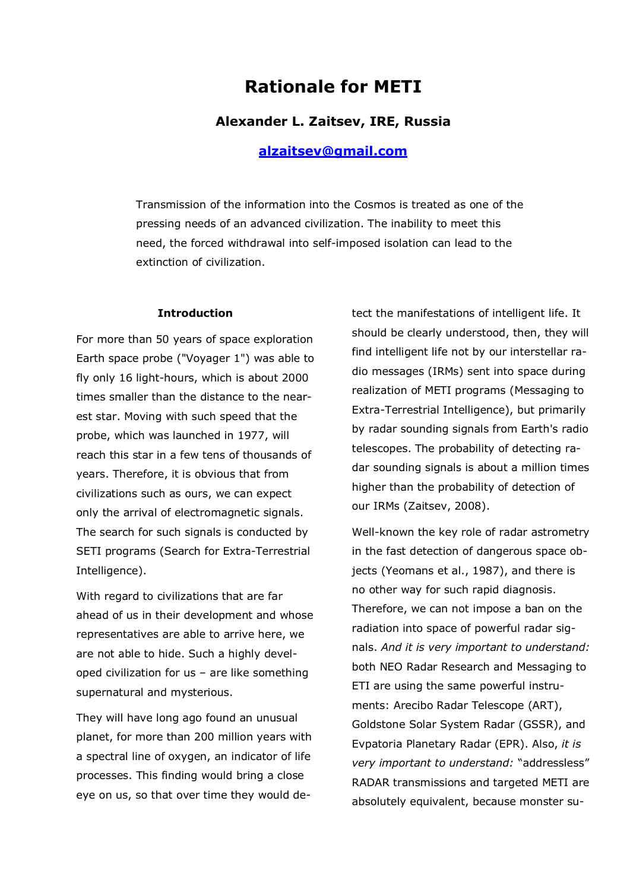# Rationale for METI

### Alexander L. Zaitsev, IRE, Russia

[alzaitsev@gmail.com](mailto:alzaitsev@gmail.com)

Transmission of the information into the Cosmos is treated as one of the pressing needs of an advanced civilization. The inability to meet this need, the forced withdrawal into self-imposed isolation can lead to the extinction of civilization.

## Introduction

For more than 50 years of space exploration Earth space probe ("Voyager 1") was able to fly only 16 light-hours, which is about 2000 times smaller than the distance to the nearest star. Moving with such speed that the probe, which was launched in 1977, will reach this star in a few tens of thousands of years. Therefore, it is obvious that from civilizations such as ours, we can expect only the arrival of electromagnetic signals. The search for such signals is conducted by SETI programs (Search for Extra-Terrestrial Intelligence).

With regard to civilizations that are far ahead of us in their development and whose representatives are able to arrive here, we are not able to hide. Such a highly developed civilization for us – are like something supernatural and mysterious.

They will have long ago found an unusual planet, for more than 200 million years with a spectral line of oxygen, an indicator of life processes. This finding would bring a close eye on us, so that over time they would detect the manifestations of intelligent life. It should be clearly understood, then, they will find intelligent life not by our interstellar radio messages (IRMs) sent into space during realization of METI programs (Messaging to Extra-Terrestrial Intelligence), but primarily by radar sounding signals from Earth's radio telescopes. The probability of detecting radar sounding signals is about a million times higher than the probability of detection of our IRMs (Zaitsev, 2008).

Well-known the key role of radar astrometry in the fast detection of dangerous space objects (Yeomans et al., 1987), and there is no other way for such rapid diagnosis. Therefore, we can not impose a ban on the radiation into space of powerful radar signals. *And it is very important to understand:* both NEO Radar Research and Messaging to ETI are using the same powerful instruments: Arecibo Radar Telescope (ART), Goldstone Solar System Radar (GSSR), and Evpatoria Planetary Radar (EPR). Also, *it is very important to understand:* "addressless" RADAR transmissions and targeted METI are absolutely equivalent, because monster su-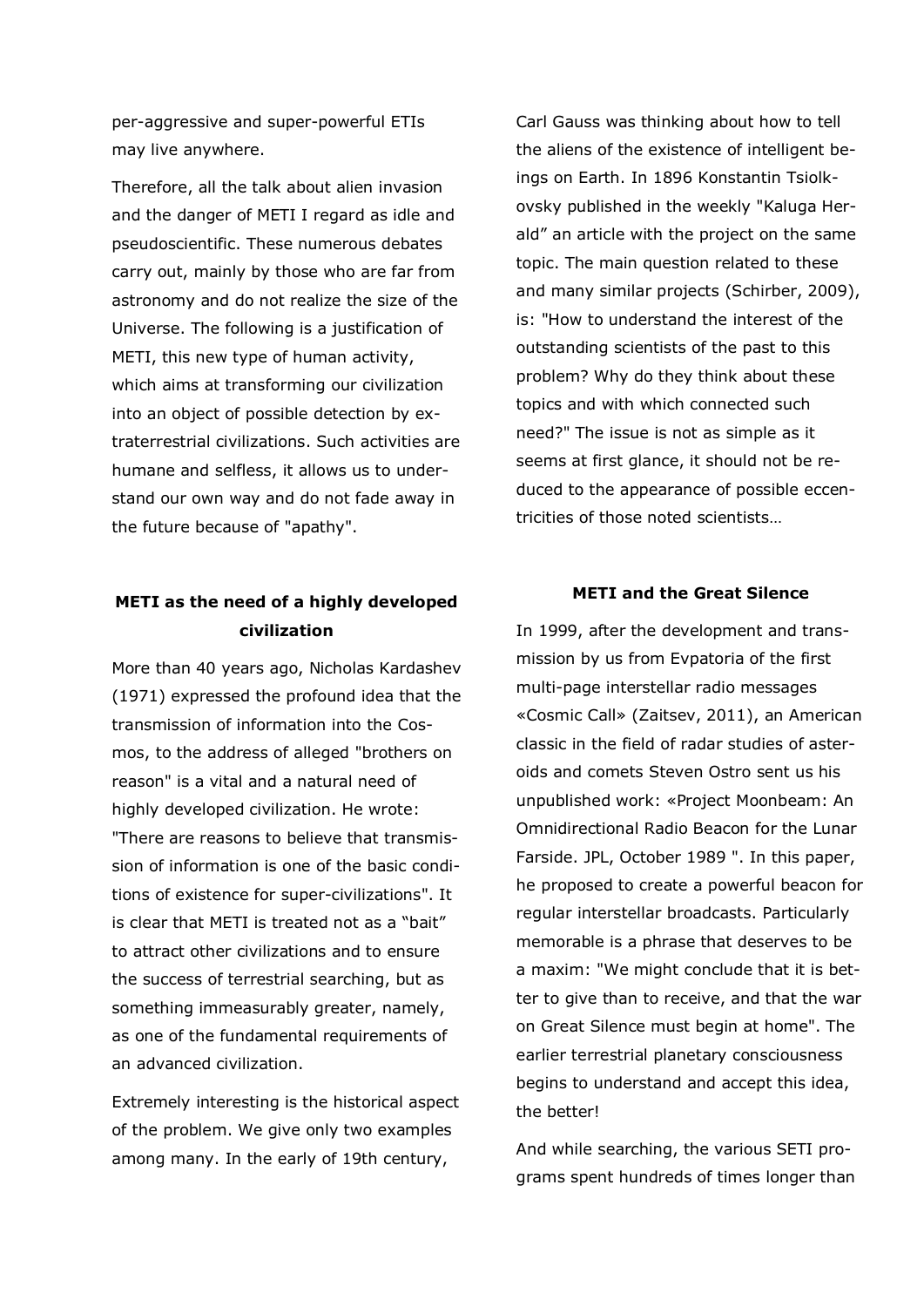per-aggressive and super-powerful ETIs may live anywhere.

Therefore, all the talk about alien invasion and the danger of METI I regard as idle and pseudoscientific. These numerous debates carry out, mainly by those who are far from astronomy and do not realize the size of the Universe. The following is a justification of METI, this new type of human activity, which aims at transforming our civilization into an object of possible detection by extraterrestrial civilizations. Such activities are humane and selfless, it allows us to understand our own way and do not fade away in the future because of "apathy".

## METI as the need of a highly developed civilization

More than 40 years ago, Nicholas Kardashev (1971) expressed the profound idea that the transmission of information into the Cosmos, to the address of alleged "brothers on reason" is a vital and a natural need of highly developed civilization. He wrote: "There are reasons to believe that transmission of information is one of the basic conditions of existence for super-civilizations". It is clear that METI is treated not as a "bait" to attract other civilizations and to ensure the success of terrestrial searching, but as something immeasurably greater, namely, as one of the fundamental requirements of an advanced civilization.

Extremely interesting is the historical aspect of the problem. We give only two examples among many. In the early of 19th century, Carl Gauss was thinking about how to tell the aliens of the existence of intelligent beings on Earth. In 1896 Konstantin Tsiolkovsky published in the weekly "Kaluga Herald" an article with the project on the same topic. The main question related to these and many similar projects (Schirber, 2009), is: "How to understand the interest of the outstanding scientists of the past to this problem? Why do they think about these topics and with which connected such need?" The issue is not as simple as it seems at first glance, it should not be reduced to the appearance of possible eccentricities of those noted scientists…

## METI and the Great Silence

In 1999, after the development and transmission by us from Evpatoria of the first multi-page interstellar radio messages «Cosmic Call» (Zaitsev, 2011), an American classic in the field of radar studies of asteroids and comets Steven Ostro sent us his unpublished work: «Project Moonbeam: An Omnidirectional Radio Beacon for the Lunar Farside. JPL, October 1989 ". In this paper, he proposed to create a powerful beacon for regular interstellar broadcasts. Particularly memorable is a phrase that deserves to be a maxim: "We might conclude that it is better to give than to receive, and that the war on Great Silence must begin at home". The earlier terrestrial planetary consciousness begins to understand and accept this idea, the better!

And while searching, the various SETI programs spent hundreds of times longer than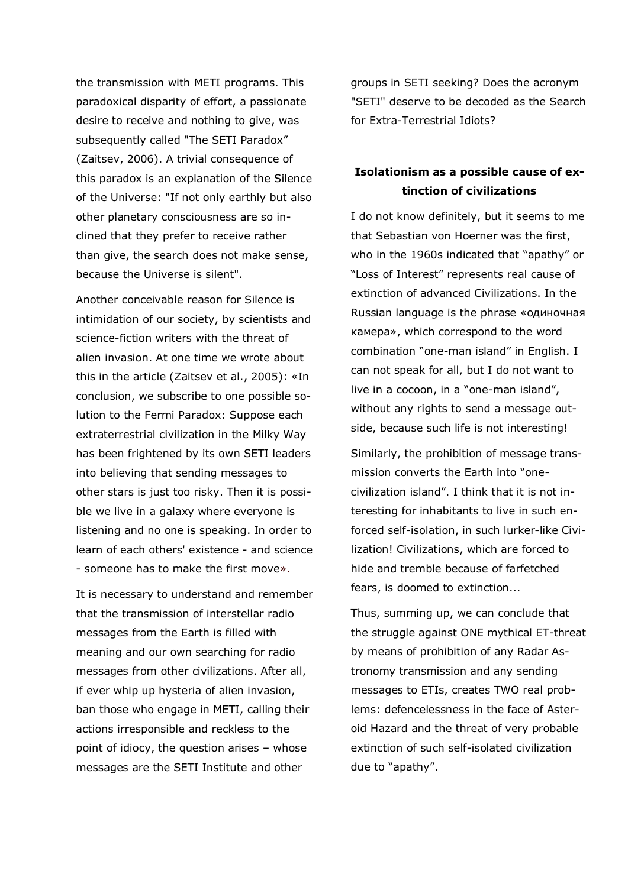the transmission with METI programs. This paradoxical disparity of effort, a passionate desire to receive and nothing to give, was subsequently called "The SETI Paradox" (Zaitsev, 2006). A trivial consequence of this paradox is an explanation of the Silence of the Universe: "If not only earthly but also other planetary consciousness are so inclined that they prefer to receive rather than give, the search does not make sense, because the Universe is silent".

Another conceivable reason for Silence is intimidation of our society, by scientists and science-fiction writers with the threat of alien invasion. At one time we wrote about this in the article (Zaitsev et al., 2005): «In conclusion, we subscribe to one possible solution to the Fermi Paradox: Suppose each extraterrestrial civilization in the Milky Way has been frightened by its own SETI leaders into believing that sending messages to other stars is just too risky. Then it is possible we live in a galaxy where everyone is listening and no one is speaking. In order to learn of each others' existence - and science - someone has to make the first move».

It is necessary to understand and remember that the transmission of interstellar radio messages from the Earth is filled with meaning and our own searching for radio messages from other civilizations. After all, if ever whip up hysteria of alien invasion, ban those who engage in METI, calling their actions irresponsible and reckless to the point of idiocy, the question arises – whose messages are the SETI Institute and other groups in SETI seeking? Does the acronym "SETI" deserve to be decoded as the Search for Extra-Terrestrial Idiots?

## Isolationism as a possible cause of extinction of civilizations

I do not know definitely, but it seems to me that Sebastian von Hoerner was the first, who in the 1960s indicated that "apathy" or "Loss of Interest" represents real cause of extinction of advanced Civilizations. In the Russian language is the phrase «одиночная камера», which correspond to the word combination "one-man island" in English. I can not speak for all, but I do not want to live in a cocoon, in a "one-man island", without any rights to send a message outside, because such life is not interesting!

Similarly, the prohibition of message transmission converts the Earth into "one-civilization island". I think that it is not interesting for inhabitants to live in such enforced self-isolation, in such lurker-like Civilization! Civilizations, which are forced to hide and tremble because of farfetched fears, is doomed to extinction...

Thus, summing up, we can conclude that the struggle against ONE mythical ET-threat by means of prohibition of any Radar Astronomy transmission and any sending messages to ETIs, creates TWO real problems: defencelessness in the face of Asteroid Hazard and the threat of very probable extinction of such self-isolated civilization due to "apathy".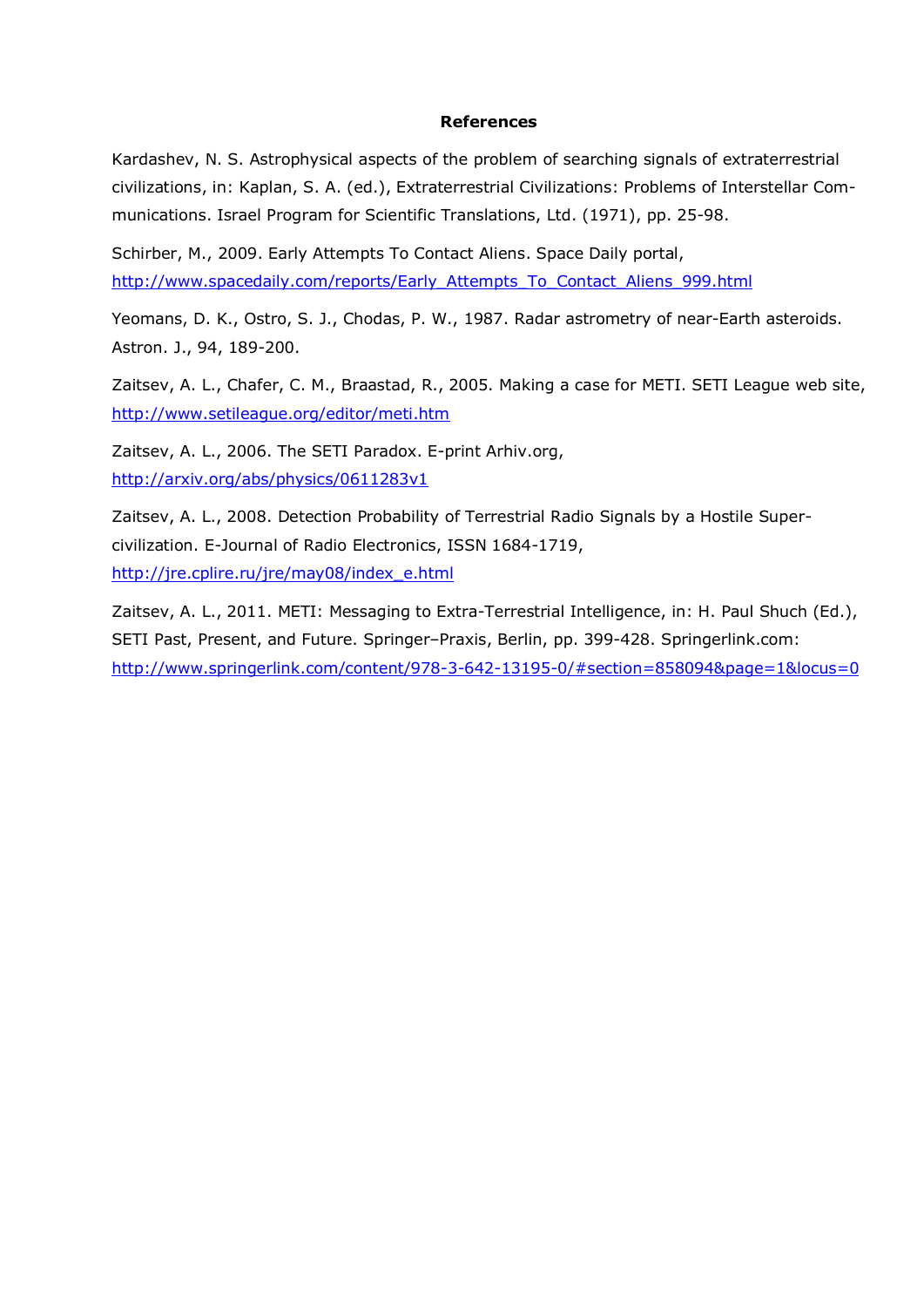## References

Kardashev, N. S. Astrophysical aspects of the problem of searching signals of extraterrestrial civilizations, in: Kaplan, S. A. (ed.), Extraterrestrial Civilizations: Problems of Interstellar Communications. Israel Program for Scientific Translations, Ltd. (1971), pp. 25-98.

Schirber, M., 2009. Early Attempts To Contact Aliens. Space Daily portal, http://www.spacedaily.com/reports/Early_Attempts_To_Contact_Aliens_999.html

Yeomans, D. K., Ostro, S. J., Chodas, P. W., 1987. Radar astrometry of near-Earth asteroids. Astron. J., 94, 189-200.

Zaitsev, A. L., Chafer, C. M., Braastad, R., 2005. Making a case for METI. SETI League web site, http://www.setileague.org/editor/meti.htm

Zaitsev, A. L., 2006. The SETI Paradox. E-print Arhiv.org, http://arxiv.org/abs/physics/0611283v1

Zaitsev, A. L., 2008. Detection Probability of Terrestrial Radio Signals by a Hostile Super-civilization. E-Journal of Radio Electronics, ISSN 1684-1719, http://jre.cplire.ru/jre/may08/index_e.html

Zaitsev, A. L., 2011. METI: Messaging to Extra-Terrestrial Intelligence, in: H. Paul Shuch (Ed.), SETI Past, Present, and Future. Springer–Praxis, Berlin, pp. 399-428. Springerlink.com: http://www.springerlink.com/content/978-3-642-13195-0/#section=858094&page=1&locus=0